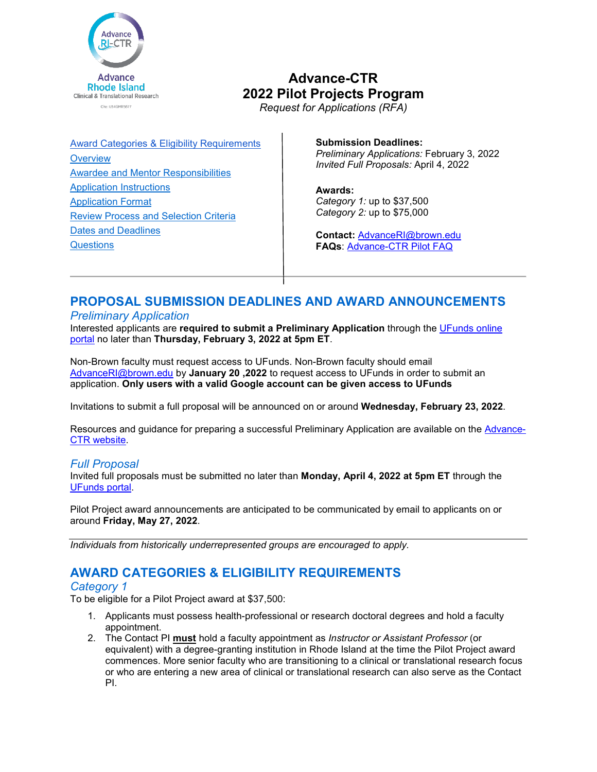# Advance-CTR 2022 Pilot Projects Program

*Request for Applications (RFA)*

[Award Categories & Eligibility Requirements](#)
[Overview](#)
[Awardee and Mentor Responsibilities](#)
[Application Instructions](#)
[Application Format](#)
[Review Process and Selection Criteria](#)
[Dates and Deadlines](#)
[Questions](#)

**Submission Deadlines:**
*Preliminary Applications:* February 3, 2022
*Invited Full Proposals:* April 4, 2022

**Awards:**
*Category 1:* up to $37,500
*Category 2:* up to $75,000

**Contact:** [AdvanceRI@brown.edu](mailto:AdvanceRI@brown.edu)
**FAQs**: [Advance-CTR Pilot FAQ](#)

## PROPOSAL SUBMISSION DEADLINES AND AWARD ANNOUNCEMENTS

### *Preliminary Application*

Interested applicants are **required to submit a Preliminary Application** through the [UFunds online portal](#) no later than **Thursday, February 3, 2022 at 5pm ET**.

Non-Brown faculty must request access to UFunds. Non-Brown faculty should email [AdvanceRI@brown.edu](mailto:AdvanceRI@brown.edu) by **January 20 ,2022** to request access to UFunds in order to submit an application. **Only users with a valid Google account can be given access to UFunds**

Invitations to submit a full proposal will be announced on or around **Wednesday, February 23, 2022**.

Resources and guidance for preparing a successful Preliminary Application are available on the [Advance-CTR website](#).

### *Full Proposal*

Invited full proposals must be submitted no later than **Monday, April 4, 2022 at 5pm ET** through the [UFunds portal](#).

Pilot Project award announcements are anticipated to be communicated by email to applicants on or around **Friday, May 27, 2022**.

*Individuals from historically underrepresented groups are encouraged to apply.*

## AWARD CATEGORIES & ELIGIBILITY REQUIREMENTS

### *Category 1*

To be eligible for a Pilot Project award at $37,500:

1. Applicants must possess health-professional or research doctoral degrees and hold a faculty appointment.
2. The Contact PI **must** hold a faculty appointment as *Instructor or Assistant Professor* (or equivalent) with a degree-granting institution in Rhode Island at the time the Pilot Project award commences. More senior faculty who are transitioning to a clinical or translational research focus or who are entering a new area of clinical or translational research can also serve as the Contact PI.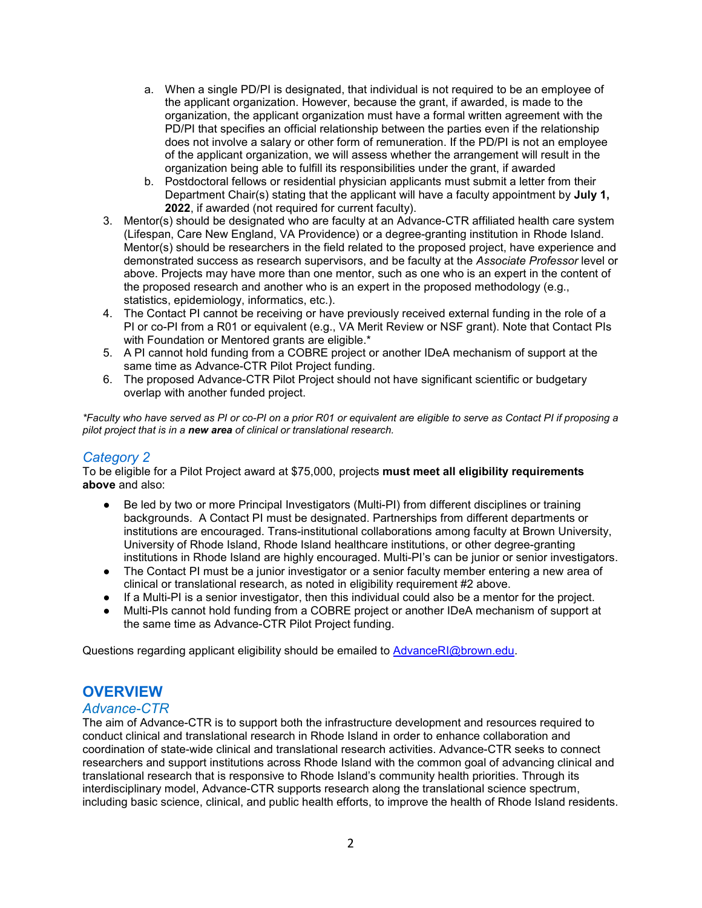a. When a single PD/PI is designated, that individual is not required to be an employee of the applicant organization. However, because the grant, if awarded, is made to the organization, the applicant organization must have a formal written agreement with the PD/PI that specifies an official relationship between the parties even if the relationship does not involve a salary or other form of remuneration. If the PD/PI is not an employee of the applicant organization, we will assess whether the arrangement will result in the organization being able to fulfill its responsibilities under the grant, if awarded
   b. Postdoctoral fellows or residential physician applicants must submit a letter from their Department Chair(s) stating that the applicant will have a faculty appointment by **July 1, 2022**, if awarded (not required for current faculty).
3. Mentor(s) should be designated who are faculty at an Advance-CTR affiliated health care system (Lifespan, Care New England, VA Providence) or a degree-granting institution in Rhode Island. Mentor(s) should be researchers in the field related to the proposed project, have experience and demonstrated success as research supervisors, and be faculty at the *Associate Professor* level or above. Projects may have more than one mentor, such as one who is an expert in the content of the proposed research and another who is an expert in the proposed methodology (e.g., statistics, epidemiology, informatics, etc.).
4. The Contact PI cannot be receiving or have previously received external funding in the role of a PI or co-PI from a R01 or equivalent (e.g., VA Merit Review or NSF grant). Note that Contact PIs with Foundation or Mentored grants are eligible.*
5. A PI cannot hold funding from a COBRE project or another IDeA mechanism of support at the same time as Advance-CTR Pilot Project funding.
6. The proposed Advance-CTR Pilot Project should not have significant scientific or budgetary overlap with another funded project.

*\*Faculty who have served as PI or co-PI on a prior R01 or equivalent are eligible to serve as Contact PI if proposing a pilot project that is in a **new area** of clinical or translational research.*

### *Category 2*

To be eligible for a Pilot Project award at $75,000, projects **must meet all eligibility requirements above** and also:

- Be led by two or more Principal Investigators (Multi-PI) from different disciplines or training backgrounds. A Contact PI must be designated. Partnerships from different departments or institutions are encouraged. Trans-institutional collaborations among faculty at Brown University, University of Rhode Island, Rhode Island healthcare institutions, or other degree-granting institutions in Rhode Island are highly encouraged. Multi-PI's can be junior or senior investigators.
- The Contact PI must be a junior investigator or a senior faculty member entering a new area of clinical or translational research, as noted in eligibility requirement #2 above.
- If a Multi-PI is a senior investigator, then this individual could also be a mentor for the project.
- Multi-PIs cannot hold funding from a COBRE project or another IDeA mechanism of support at the same time as Advance-CTR Pilot Project funding.

Questions regarding applicant eligibility should be emailed to [AdvanceRI@brown.edu](mailto:AdvanceRI@brown.edu).

## OVERVIEW

### *Advance-CTR*

The aim of Advance-CTR is to support both the infrastructure development and resources required to conduct clinical and translational research in Rhode Island in order to enhance collaboration and coordination of state-wide clinical and translational research activities. Advance-CTR seeks to connect researchers and support institutions across Rhode Island with the common goal of advancing clinical and translational research that is responsive to Rhode Island's community health priorities. Through its interdisciplinary model, Advance-CTR supports research along the translational science spectrum, including basic science, clinical, and public health efforts, to improve the health of Rhode Island residents.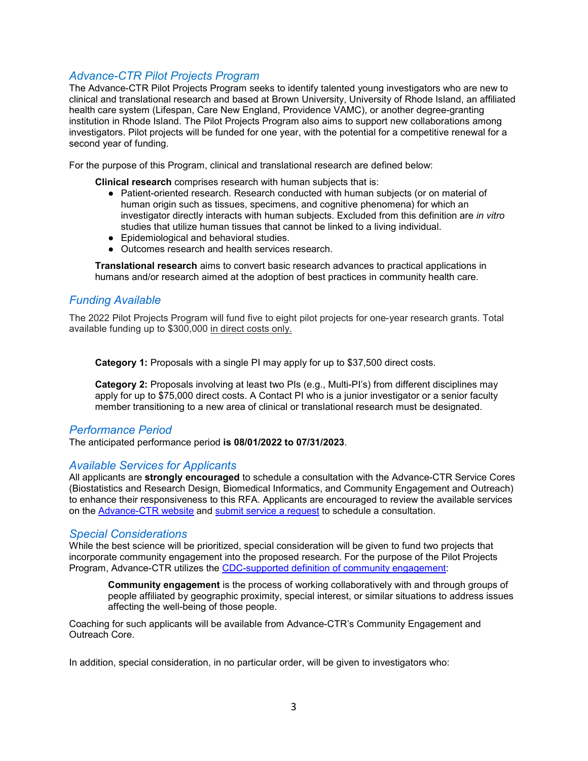## *Advance-CTR Pilot Projects Program*

The Advance-CTR Pilot Projects Program seeks to identify talented young investigators who are new to clinical and translational research and based at Brown University, University of Rhode Island, an affiliated health care system (Lifespan, Care New England, Providence VAMC), or another degree-granting institution in Rhode Island. The Pilot Projects Program also aims to support new collaborations among investigators. Pilot projects will be funded for one year, with the potential for a competitive renewal for a second year of funding.

For the purpose of this Program, clinical and translational research are defined below:

> **Clinical research** comprises research with human subjects that is:
> - Patient-oriented research. Research conducted with human subjects (or on material of human origin such as tissues, specimens, and cognitive phenomena) for which an investigator directly interacts with human subjects. Excluded from this definition are *in vitro* studies that utilize human tissues that cannot be linked to a living individual.
> - Epidemiological and behavioral studies.
> - Outcomes research and health services research.
>
> **Translational research** aims to convert basic research advances to practical applications in humans and/or research aimed at the adoption of best practices in community health care.

## *Funding Available*

The 2022 Pilot Projects Program will fund five to eight pilot projects for one-year research grants. Total available funding up to $300,000 <u>in direct costs only.</u>

> **Category 1:** Proposals with a single PI may apply for up to $37,500 direct costs.
>
> **Category 2:** Proposals involving at least two PIs (e.g., Multi-PI's) from different disciplines may apply for up to $75,000 direct costs. A Contact PI who is a junior investigator or a senior faculty member transitioning to a new area of clinical or translational research must be designated.

## *Performance Period*

The anticipated performance period **is 08/01/2022 to 07/31/2023**.

## *Available Services for Applicants*

All applicants are **strongly encouraged** to schedule a consultation with the Advance-CTR Service Cores (Biostatistics and Research Design, Biomedical Informatics, and Community Engagement and Outreach) to enhance their responsiveness to this RFA. Applicants are encouraged to review the available services on the [Advance-CTR website]() and [submit service a request]() to schedule a consultation.

## *Special Considerations*

While the best science will be prioritized, special consideration will be given to fund two projects that incorporate community engagement into the proposed research. For the purpose of the Pilot Projects Program, Advance-CTR utilizes the [CDC-supported definition of community engagement]():

> **Community engagement** is the process of working collaboratively with and through groups of people affiliated by geographic proximity, special interest, or similar situations to address issues affecting the well-being of those people.

Coaching for such applicants will be available from Advance-CTR's Community Engagement and Outreach Core.

In addition, special consideration, in no particular order, will be given to investigators who: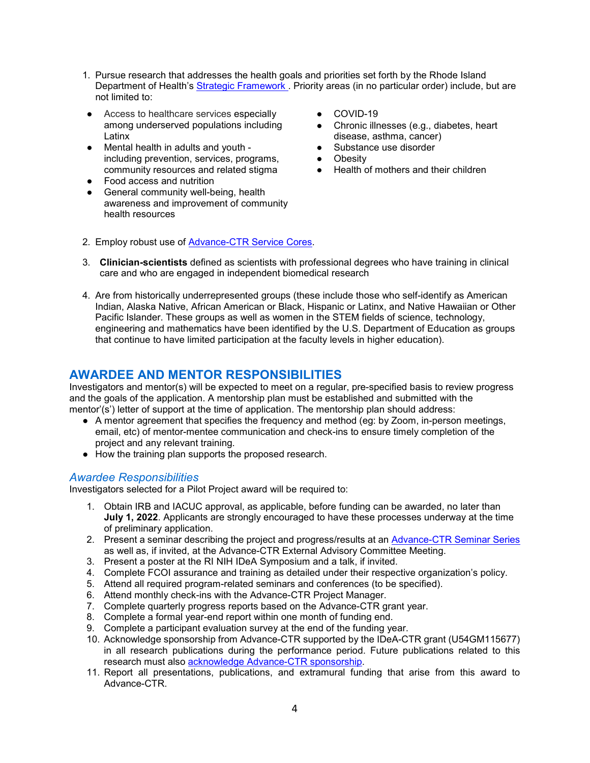1. Pursue research that addresses the health goals and priorities set forth by the Rhode Island Department of Health's Strategic Framework . Priority areas (in no particular order) include, but are not limited to:

- Access to healthcare services especially among underserved populations including Latinx
- Mental health in adults and youth - including prevention, services, programs, community resources and related stigma
- Food access and nutrition
- General community well-being, health awareness and improvement of community health resources
- COVID-19
- Chronic illnesses (e.g., diabetes, heart disease, asthma, cancer)
- Substance use disorder
- Obesity
- Health of mothers and their children

2. Employ robust use of Advance-CTR Service Cores.

3. **Clinician-scientists** defined as scientists with professional degrees who have training in clinical care and who are engaged in independent biomedical research

4. Are from historically underrepresented groups (these include those who self-identify as American Indian, Alaska Native, African American or Black, Hispanic or Latinx, and Native Hawaiian or Other Pacific Islander. These groups as well as women in the STEM fields of science, technology, engineering and mathematics have been identified by the U.S. Department of Education as groups that continue to have limited participation at the faculty levels in higher education).

## AWARDEE AND MENTOR RESPONSIBILITIES

Investigators and mentor(s) will be expected to meet on a regular, pre-specified basis to review progress and the goals of the application. A mentorship plan must be established and submitted with the mentor'(s') letter of support at the time of application. The mentorship plan should address:

- A mentor agreement that specifies the frequency and method (eg: by Zoom, in-person meetings, email, etc) of mentor-mentee communication and check-ins to ensure timely completion of the project and any relevant training.
- How the training plan supports the proposed research.

### *Awardee Responsibilities*

Investigators selected for a Pilot Project award will be required to:

1. Obtain IRB and IACUC approval, as applicable, before funding can be awarded, no later than **July 1, 2022**. Applicants are strongly encouraged to have these processes underway at the time of preliminary application.
2. Present a seminar describing the project and progress/results at an Advance-CTR Seminar Series as well as, if invited, at the Advance-CTR External Advisory Committee Meeting.
3. Present a poster at the RI NIH IDeA Symposium and a talk, if invited.
4. Complete FCOI assurance and training as detailed under their respective organization's policy.
5. Attend all required program-related seminars and conferences (to be specified).
6. Attend monthly check-ins with the Advance-CTR Project Manager.
7. Complete quarterly progress reports based on the Advance-CTR grant year.
8. Complete a formal year-end report within one month of funding end.
9. Complete a participant evaluation survey at the end of the funding year.
10. Acknowledge sponsorship from Advance-CTR supported by the IDeA-CTR grant (U54GM115677) in all research publications during the performance period. Future publications related to this research must also acknowledge Advance-CTR sponsorship.
11. Report all presentations, publications, and extramural funding that arise from this award to Advance-CTR.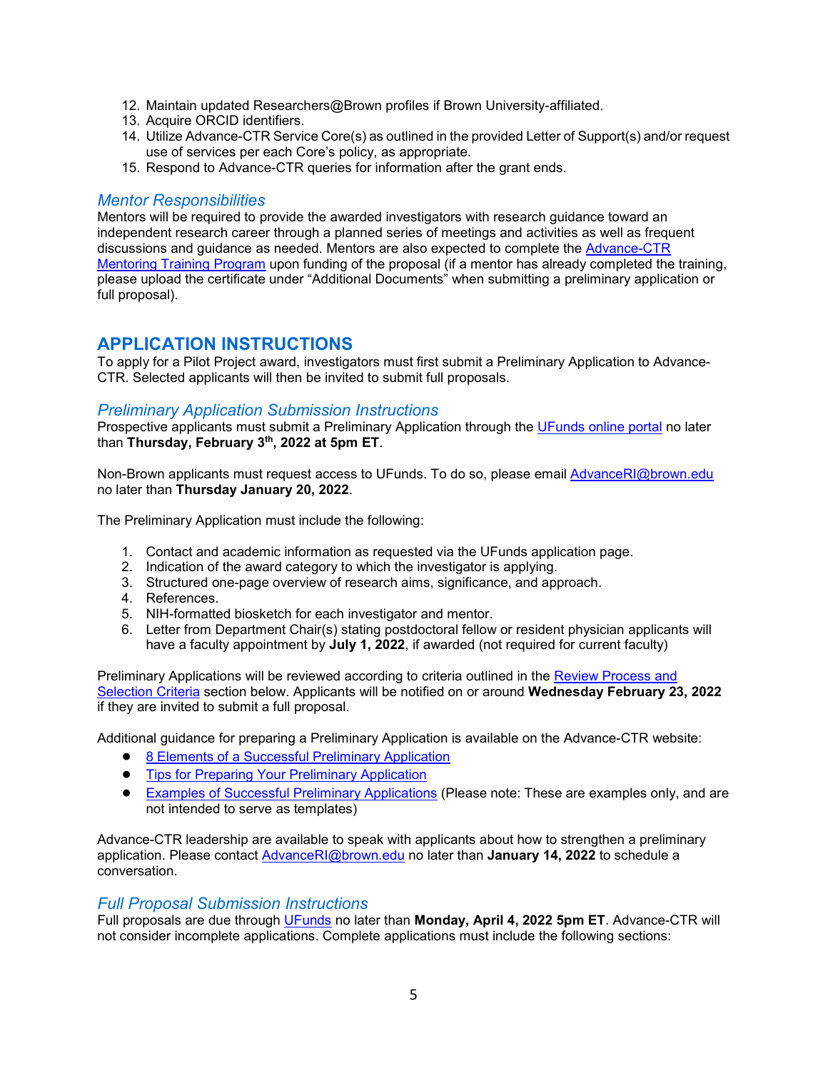12. Maintain updated Researchers@Brown profiles if Brown University-affiliated.
13. Acquire ORCID identifiers.
14. Utilize Advance-CTR Service Core(s) as outlined in the provided Letter of Support(s) and/or request use of services per each Core's policy, as appropriate.
15. Respond to Advance-CTR queries for information after the grant ends.

### *Mentor Responsibilities*

Mentors will be required to provide the awarded investigators with research guidance toward an independent research career through a planned series of meetings and activities as well as frequent discussions and guidance as needed. Mentors are also expected to complete the [Advance-CTR Mentoring Training Program]() upon funding of the proposal (if a mentor has already completed the training, please upload the certificate under "Additional Documents" when submitting a preliminary application or full proposal).

## APPLICATION INSTRUCTIONS

To apply for a Pilot Project award, investigators must first submit a Preliminary Application to Advance-CTR. Selected applicants will then be invited to submit full proposals.

### *Preliminary Application Submission Instructions*

Prospective applicants must submit a Preliminary Application through the [UFunds online portal]() no later than **Thursday, February 3th, 2022 at 5pm ET**.

Non-Brown applicants must request access to UFunds. To do so, please email AdvanceRI@brown.edu no later than **Thursday January 20, 2022**.

The Preliminary Application must include the following:

1. Contact and academic information as requested via the UFunds application page.
2. Indication of the award category to which the investigator is applying.
3. Structured one-page overview of research aims, significance, and approach.
4. References.
5. NIH-formatted biosketch for each investigator and mentor.
6. Letter from Department Chair(s) stating postdoctoral fellow or resident physician applicants will have a faculty appointment by **July 1, 2022**, if awarded (not required for current faculty)

Preliminary Applications will be reviewed according to criteria outlined in the [Review Process and Selection Criteria]() section below. Applicants will be notified on or around **Wednesday February 23, 2022** if they are invited to submit a full proposal.

Additional guidance for preparing a Preliminary Application is available on the Advance-CTR website:

- [8 Elements of a Successful Preliminary Application]()
- [Tips for Preparing Your Preliminary Application]()
- [Examples of Successful Preliminary Applications]() (Please note: These are examples only, and are not intended to serve as templates)

Advance-CTR leadership are available to speak with applicants about how to strengthen a preliminary application. Please contact AdvanceRI@brown.edu no later than **January 14, 2022** to schedule a conversation.

### *Full Proposal Submission Instructions*

Full proposals are due through [UFunds]() no later than **Monday, April 4, 2022 5pm ET**. Advance-CTR will not consider incomplete applications. Complete applications must include the following sections: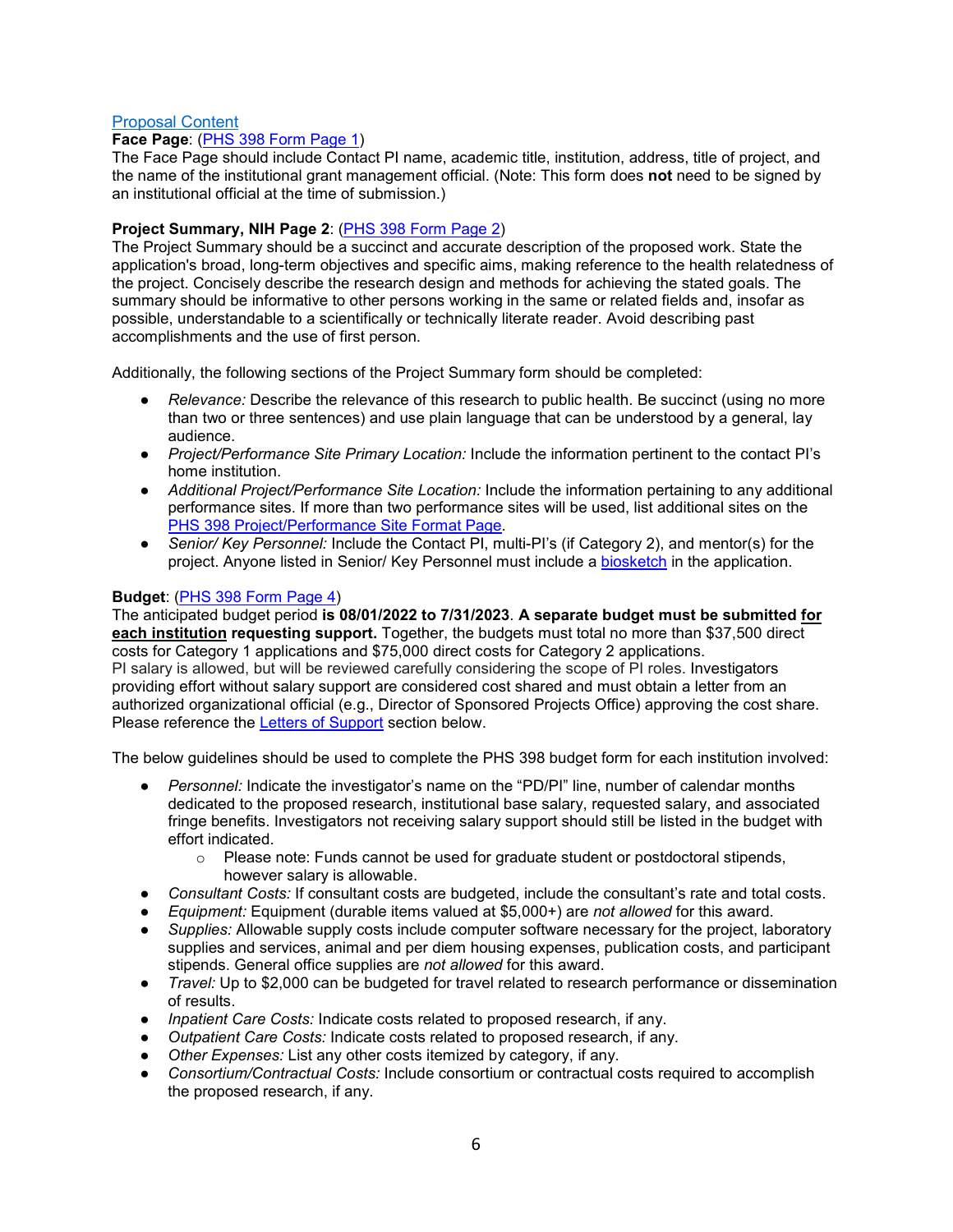Proposal Content

**Face Page**: (PHS 398 Form Page 1)
The Face Page should include Contact PI name, academic title, institution, address, title of project, and the name of the institutional grant management official. (Note: This form does **not** need to be signed by an institutional official at the time of submission.)

**Project Summary, NIH Page 2**: (PHS 398 Form Page 2)
The Project Summary should be a succinct and accurate description of the proposed work. State the application's broad, long-term objectives and specific aims, making reference to the health relatedness of the project. Concisely describe the research design and methods for achieving the stated goals. The summary should be informative to other persons working in the same or related fields and, insofar as possible, understandable to a scientifically or technically literate reader. Avoid describing past accomplishments and the use of first person.

Additionally, the following sections of the Project Summary form should be completed:

- *Relevance:* Describe the relevance of this research to public health. Be succinct (using no more than two or three sentences) and use plain language that can be understood by a general, lay audience.
- *Project/Performance Site Primary Location:* Include the information pertinent to the contact PI's home institution.
- *Additional Project/Performance Site Location:* Include the information pertaining to any additional performance sites. If more than two performance sites will be used, list additional sites on the PHS 398 Project/Performance Site Format Page.
- *Senior/ Key Personnel:* Include the Contact PI, multi-PI's (if Category 2), and mentor(s) for the project. Anyone listed in Senior/ Key Personnel must include a biosketch in the application.

**Budget**: (PHS 398 Form Page 4)
The anticipated budget period **is 08/01/2022 to 7/31/2023**. **A separate budget must be submitted <u>for each institution</u> requesting support.** Together, the budgets must total no more than $37,500 direct costs for Category 1 applications and $75,000 direct costs for Category 2 applications.
PI salary is allowed, but will be reviewed carefully considering the scope of PI roles. Investigators providing effort without salary support are considered cost shared and must obtain a letter from an authorized organizational official (e.g., Director of Sponsored Projects Office) approving the cost share. Please reference the Letters of Support section below.

The below guidelines should be used to complete the PHS 398 budget form for each institution involved:

- *Personnel:* Indicate the investigator's name on the "PD/PI" line, number of calendar months dedicated to the proposed research, institutional base salary, requested salary, and associated fringe benefits. Investigators not receiving salary support should still be listed in the budget with effort indicated.
    - Please note: Funds cannot be used for graduate student or postdoctoral stipends, however salary is allowable.
- *Consultant Costs:* If consultant costs are budgeted, include the consultant's rate and total costs.
- *Equipment:* Equipment (durable items valued at $5,000+) are *not allowed* for this award.
- *Supplies:* Allowable supply costs include computer software necessary for the project, laboratory supplies and services, animal and per diem housing expenses, publication costs, and participant stipends. General office supplies are *not allowed* for this award.
- *Travel:* Up to $2,000 can be budgeted for travel related to research performance or dissemination of results.
- *Inpatient Care Costs:* Indicate costs related to proposed research, if any.
- *Outpatient Care Costs:* Indicate costs related to proposed research, if any.
- *Other Expenses:* List any other costs itemized by category, if any.
- *Consortium/Contractual Costs:* Include consortium or contractual costs required to accomplish the proposed research, if any.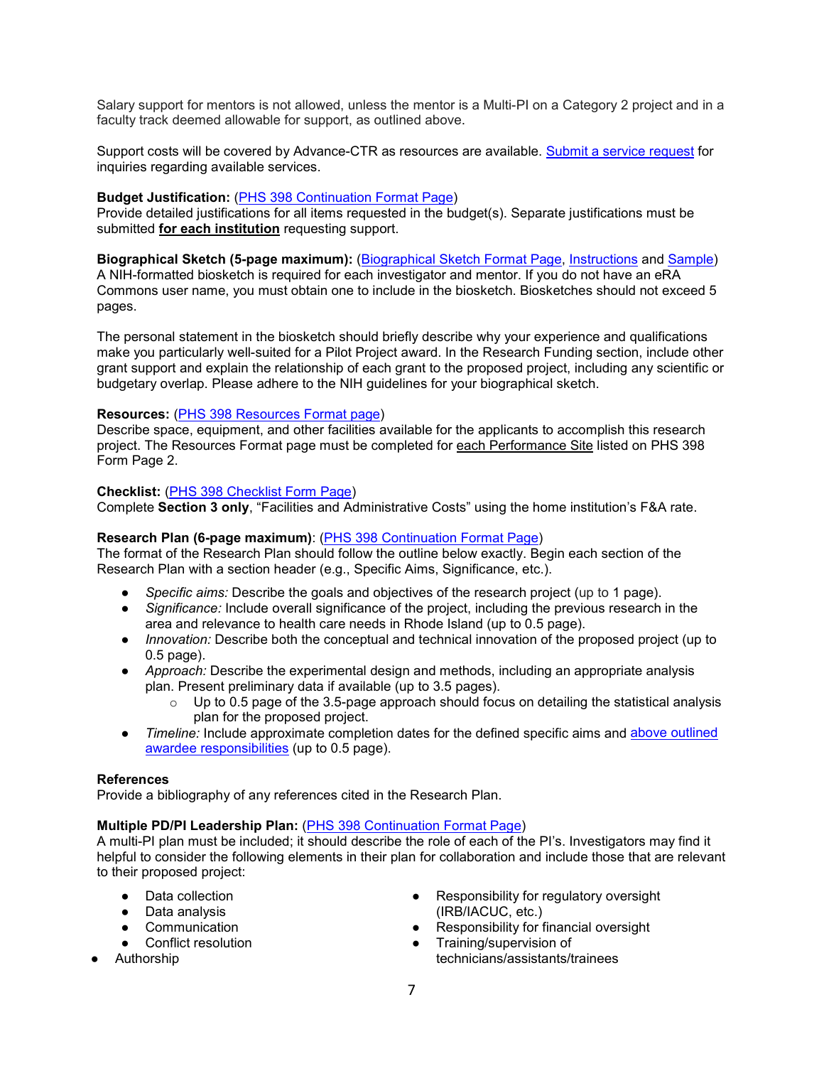Salary support for mentors is not allowed, unless the mentor is a Multi-PI on a Category 2 project and in a faculty track deemed allowable for support, as outlined above.

Support costs will be covered by Advance-CTR as resources are available. [Submit a service request]() for inquiries regarding available services.

**Budget Justification:** ([PHS 398 Continuation Format Page]())
Provide detailed justifications for all items requested in the budget(s). Separate justifications must be submitted **for each institution** requesting support.

**Biographical Sketch (5-page maximum):** ([Biographical Sketch Format Page](), [Instructions]() and [Sample]())
A NIH-formatted biosketch is required for each investigator and mentor. If you do not have an eRA Commons user name, you must obtain one to include in the biosketch. Biosketches should not exceed 5 pages.

The personal statement in the biosketch should briefly describe why your experience and qualifications make you particularly well-suited for a Pilot Project award. In the Research Funding section, include other grant support and explain the relationship of each grant to the proposed project, including any scientific or budgetary overlap. Please adhere to the NIH guidelines for your biographical sketch.

**Resources:** ([PHS 398 Resources Format page]())
Describe space, equipment, and other facilities available for the applicants to accomplish this research project. The Resources Format page must be completed for each Performance Site listed on PHS 398 Form Page 2.

**Checklist:** ([PHS 398 Checklist Form Page]())
Complete **Section 3 only**, "Facilities and Administrative Costs" using the home institution's F&A rate.

**Research Plan (6-page maximum)**: ([PHS 398 Continuation Format Page]())
The format of the Research Plan should follow the outline below exactly. Begin each section of the Research Plan with a section header (e.g., Specific Aims, Significance, etc.).

- *Specific aims:* Describe the goals and objectives of the research project (up to 1 page).
- *Significance:* Include overall significance of the project, including the previous research in the area and relevance to health care needs in Rhode Island (up to 0.5 page).
- *Innovation:* Describe both the conceptual and technical innovation of the proposed project (up to 0.5 page).
- *Approach:* Describe the experimental design and methods, including an appropriate analysis plan. Present preliminary data if available (up to 3.5 pages).
    - Up to 0.5 page of the 3.5-page approach should focus on detailing the statistical analysis plan for the proposed project.
- *Timeline:* Include approximate completion dates for the defined specific aims and [above outlined awardee responsibilities]() (up to 0.5 page).

**References**
Provide a bibliography of any references cited in the Research Plan.

**Multiple PD/PI Leadership Plan:** ([PHS 398 Continuation Format Page]())
A multi-PI plan must be included; it should describe the role of each of the PI's. Investigators may find it helpful to consider the following elements in their plan for collaboration and include those that are relevant to their proposed project:

- Data collection
- Data analysis
- Communication
- Conflict resolution
- Authorship
- Responsibility for regulatory oversight (IRB/IACUC, etc.)
- Responsibility for financial oversight
- Training/supervision of technicians/assistants/trainees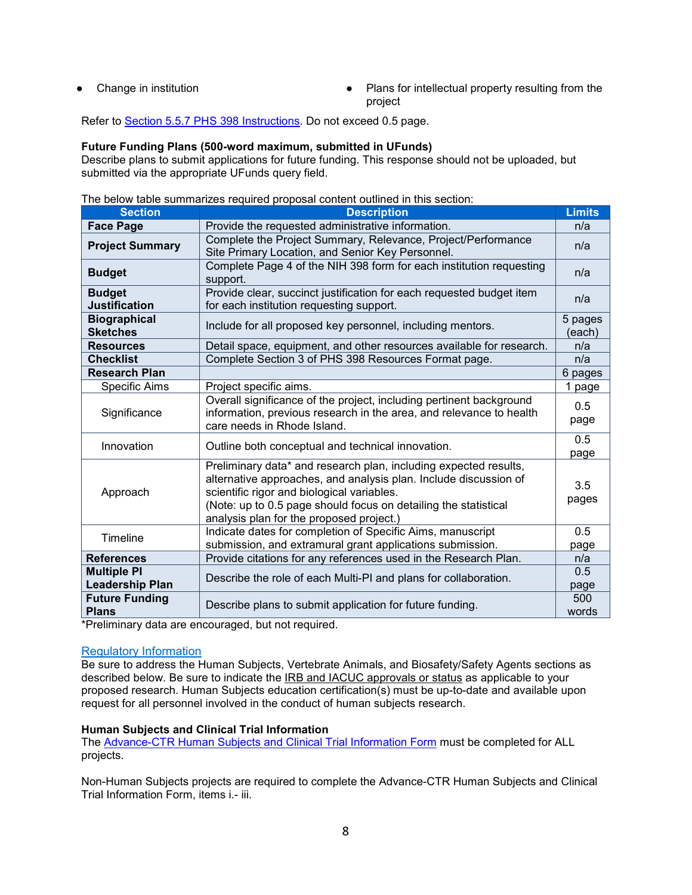- Change in institution
- Plans for intellectual property resulting from the project

Refer to Section 5.5.7 PHS 398 Instructions. Do not exceed 0.5 page.

**Future Funding Plans (500-word maximum, submitted in UFunds)**
Describe plans to submit applications for future funding. This response should not be uploaded, but submitted via the appropriate UFunds query field.

The below table summarizes required proposal content outlined in this section:

| Section | Description | Limits |
|---|---|---|
| **Face Page** | Provide the requested administrative information. | n/a |
| **Project Summary** | Complete the Project Summary, Relevance, Project/Performance Site Primary Location, and Senior Key Personnel. | n/a |
| **Budget** | Complete Page 4 of the NIH 398 form for each institution requesting support. | n/a |
| **Budget Justification** | Provide clear, succinct justification for each requested budget item for each institution requesting support. | n/a |
| **Biographical Sketches** | Include for all proposed key personnel, including mentors. | 5 pages (each) |
| **Resources** | Detail space, equipment, and other resources available for research. | n/a |
| **Checklist** | Complete Section 3 of PHS 398 Resources Format page. | n/a |
| **Research Plan** | | 6 pages |
| Specific Aims | Project specific aims. | 1 page |
| Significance | Overall significance of the project, including pertinent background information, previous research in the area, and relevance to health care needs in Rhode Island. | 0.5 page |
| Innovation | Outline both conceptual and technical innovation. | 0.5 page |
| Approach | Preliminary data* and research plan, including expected results, alternative approaches, and analysis plan. Include discussion of scientific rigor and biological variables. (Note: up to 0.5 page should focus on detailing the statistical analysis plan for the proposed project.) | 3.5 pages |
| Timeline | Indicate dates for completion of Specific Aims, manuscript submission, and extramural grant applications submission. | 0.5 page |
| **References** | Provide citations for any references used in the Research Plan. | n/a |
| **Multiple PI Leadership Plan** | Describe the role of each Multi-PI and plans for collaboration. | 0.5 page |
| **Future Funding Plans** | Describe plans to submit application for future funding. | 500 words |

*Preliminary data are encouraged, but not required.

## Regulatory Information

Be sure to address the Human Subjects, Vertebrate Animals, and Biosafety/Safety Agents sections as described below. Be sure to indicate the IRB and IACUC approvals or status as applicable to your proposed research. Human Subjects education certification(s) must be up-to-date and available upon request for all personnel involved in the conduct of human subjects research.

**Human Subjects and Clinical Trial Information**
The Advance-CTR Human Subjects and Clinical Trial Information Form must be completed for ALL projects.

Non-Human Subjects projects are required to complete the Advance-CTR Human Subjects and Clinical Trial Information Form, items i.- iii.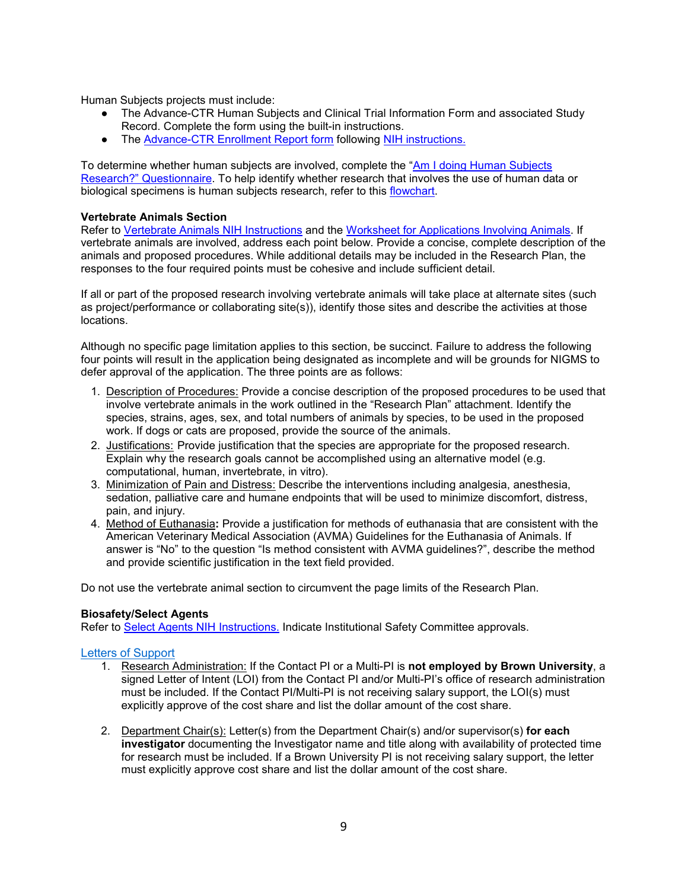Human Subjects projects must include:

- The Advance-CTR Human Subjects and Clinical Trial Information Form and associated Study Record. Complete the form using the built-in instructions.
- The Advance-CTR Enrollment Report form following NIH instructions.

To determine whether human subjects are involved, complete the "Am I doing Human Subjects Research?" Questionnaire. To help identify whether research that involves the use of human data or biological specimens is human subjects research, refer to this flowchart.

**Vertebrate Animals Section**

Refer to Vertebrate Animals NIH Instructions and the Worksheet for Applications Involving Animals. If vertebrate animals are involved, address each point below. Provide a concise, complete description of the animals and proposed procedures. While additional details may be included in the Research Plan, the responses to the four required points must be cohesive and include sufficient detail.

If all or part of the proposed research involving vertebrate animals will take place at alternate sites (such as project/performance or collaborating site(s)), identify those sites and describe the activities at those locations.

Although no specific page limitation applies to this section, be succinct. Failure to address the following four points will result in the application being designated as incomplete and will be grounds for NIGMS to defer approval of the application. The three points are as follows:

1. Description of Procedures: Provide a concise description of the proposed procedures to be used that involve vertebrate animals in the work outlined in the "Research Plan" attachment. Identify the species, strains, ages, sex, and total numbers of animals by species, to be used in the proposed work. If dogs or cats are proposed, provide the source of the animals.
2. Justifications: Provide justification that the species are appropriate for the proposed research. Explain why the research goals cannot be accomplished using an alternative model (e.g. computational, human, invertebrate, in vitro).
3. Minimization of Pain and Distress: Describe the interventions including analgesia, anesthesia, sedation, palliative care and humane endpoints that will be used to minimize discomfort, distress, pain, and injury.
4. Method of Euthanasia**:** Provide a justification for methods of euthanasia that are consistent with the American Veterinary Medical Association (AVMA) Guidelines for the Euthanasia of Animals. If answer is "No" to the question "Is method consistent with AVMA guidelines?", describe the method and provide scientific justification in the text field provided.

Do not use the vertebrate animal section to circumvent the page limits of the Research Plan.

**Biosafety/Select Agents**

Refer to Select Agents NIH Instructions. Indicate Institutional Safety Committee approvals.

Letters of Support

1. Research Administration: If the Contact PI or a Multi-PI is **not employed by Brown University**, a signed Letter of Intent (LOI) from the Contact PI and/or Multi-PI's office of research administration must be included. If the Contact PI/Multi-PI is not receiving salary support, the LOI(s) must explicitly approve of the cost share and list the dollar amount of the cost share.

2. Department Chair(s): Letter(s) from the Department Chair(s) and/or supervisor(s) **for each investigator** documenting the Investigator name and title along with availability of protected time for research must be included. If a Brown University PI is not receiving salary support, the letter must explicitly approve cost share and list the dollar amount of the cost share.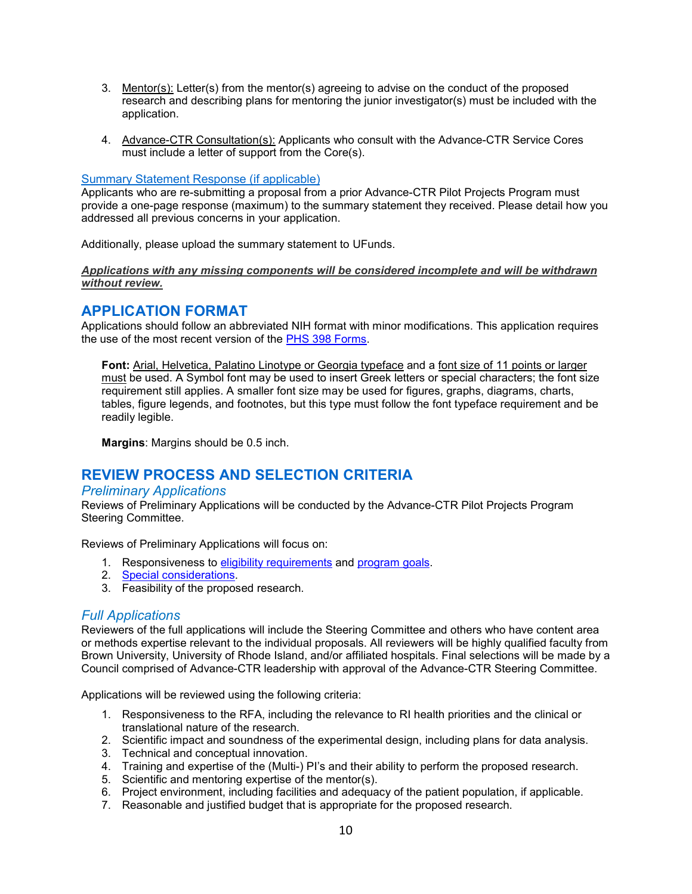3. Mentor(s): Letter(s) from the mentor(s) agreeing to advise on the conduct of the proposed research and describing plans for mentoring the junior investigator(s) must be included with the application.

4. Advance-CTR Consultation(s): Applicants who consult with the Advance-CTR Service Cores must include a letter of support from the Core(s).

Summary Statement Response (if applicable)

Applicants who are re-submitting a proposal from a prior Advance-CTR Pilot Projects Program must provide a one-page response (maximum) to the summary statement they received. Please detail how you addressed all previous concerns in your application.

Additionally, please upload the summary statement to UFunds.

***Applications with any missing components will be considered incomplete and will be withdrawn without review.***

## APPLICATION FORMAT

Applications should follow an abbreviated NIH format with minor modifications. This application requires the use of the most recent version of the PHS 398 Forms.

**Font:** Arial, Helvetica, Palatino Linotype or Georgia typeface and a font size of 11 points or larger must be used. A Symbol font may be used to insert Greek letters or special characters; the font size requirement still applies. A smaller font size may be used for figures, graphs, diagrams, charts, tables, figure legends, and footnotes, but this type must follow the font typeface requirement and be readily legible.

**Margins**: Margins should be 0.5 inch.

## REVIEW PROCESS AND SELECTION CRITERIA

### *Preliminary Applications*

Reviews of Preliminary Applications will be conducted by the Advance-CTR Pilot Projects Program Steering Committee.

Reviews of Preliminary Applications will focus on:

1. Responsiveness to eligibility requirements and program goals.
2. Special considerations.
3. Feasibility of the proposed research.

### *Full Applications*

Reviewers of the full applications will include the Steering Committee and others who have content area or methods expertise relevant to the individual proposals. All reviewers will be highly qualified faculty from Brown University, University of Rhode Island, and/or affiliated hospitals. Final selections will be made by a Council comprised of Advance-CTR leadership with approval of the Advance-CTR Steering Committee.

Applications will be reviewed using the following criteria:

1. Responsiveness to the RFA, including the relevance to RI health priorities and the clinical or translational nature of the research.
2. Scientific impact and soundness of the experimental design, including plans for data analysis.
3. Technical and conceptual innovation.
4. Training and expertise of the (Multi-) PI's and their ability to perform the proposed research.
5. Scientific and mentoring expertise of the mentor(s).
6. Project environment, including facilities and adequacy of the patient population, if applicable.
7. Reasonable and justified budget that is appropriate for the proposed research.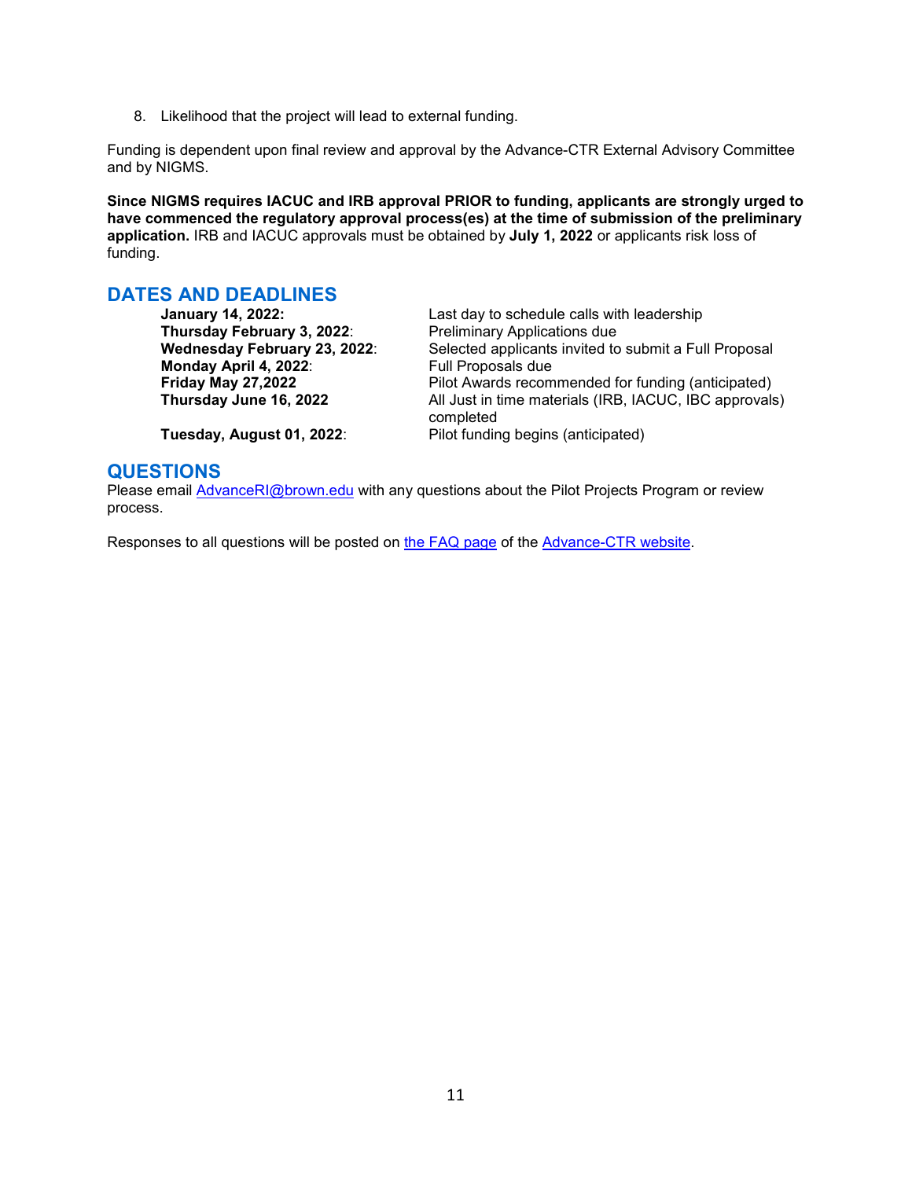8. Likelihood that the project will lead to external funding.

Funding is dependent upon final review and approval by the Advance-CTR External Advisory Committee and by NIGMS.

**Since NIGMS requires IACUC and IRB approval PRIOR to funding, applicants are strongly urged to have commenced the regulatory approval process(es) at the time of submission of the preliminary application.** IRB and IACUC approvals must be obtained by **July 1, 2022** or applicants risk loss of funding.

## DATES AND DEADLINES

| | |
|---|---|
| **January 14, 2022:** | Last day to schedule calls with leadership |
| **Thursday February 3, 2022**: | Preliminary Applications due |
| **Wednesday February 23, 2022**: | Selected applicants invited to submit a Full Proposal |
| **Monday April 4, 2022**: | Full Proposals due |
| **Friday May 27,2022** | Pilot Awards recommended for funding (anticipated) |
| **Thursday June 16, 2022** | All Just in time materials (IRB, IACUC, IBC approvals) completed |
| **Tuesday, August 01, 2022**: | Pilot funding begins (anticipated) |

## QUESTIONS

Please email [AdvanceRI@brown.edu](mailto:AdvanceRI@brown.edu) with any questions about the Pilot Projects Program or review process.

Responses to all questions will be posted on the FAQ page of the Advance-CTR website.